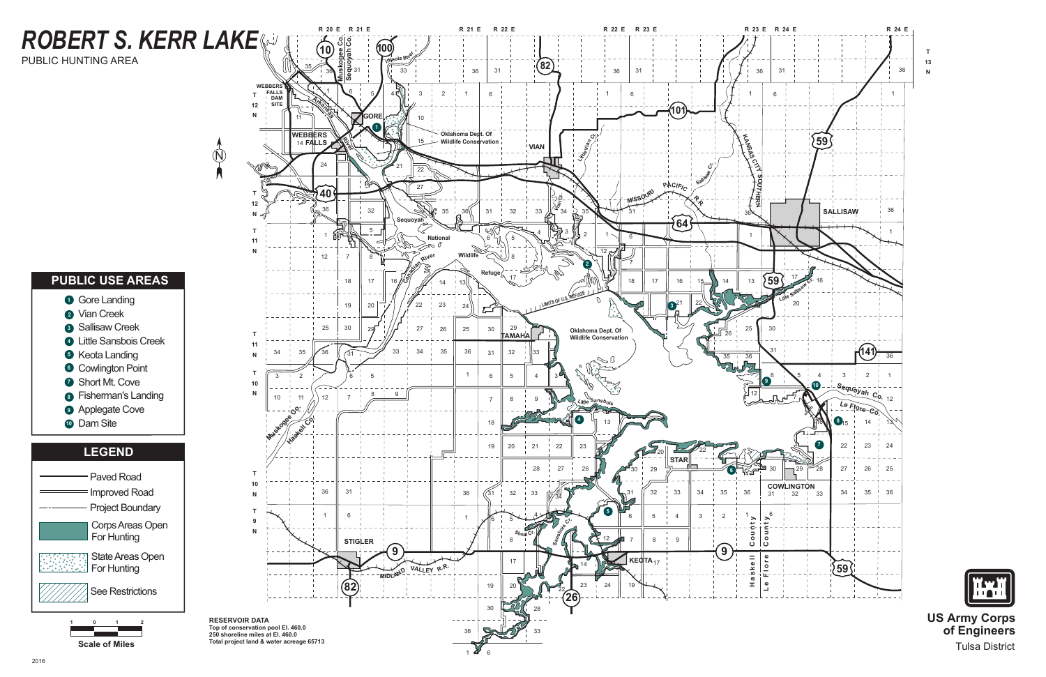# ROBERT S. KERR LAKE

PUBLIC HUNTING AREA

## PUBLIC USE AREAS

1. Gore Landing
2. Vian Creek
3. Sallisaw Creek
4. Little Sansbois Creek
5. Keota Landing
6. Cowlington Point
7. Short Mt. Cove
8. Fisherman's Landing
9. Applegate Cove
10. Dam Site

## LEGEND

- Paved Road
- Improved Road
- Project Boundary
- Corps Areas Open For Hunting
- State Areas Open For Hunting
- See Restrictions

Scale of Miles: 1 0 1 2

**RESERVOIR DATA**
**Top of conservation pool El. 460.0**
**250 shoreline miles at El. 460.0**
**Total project land & water acreage 65713**

**US Army Corps of Engineers**
Tulsa District

2016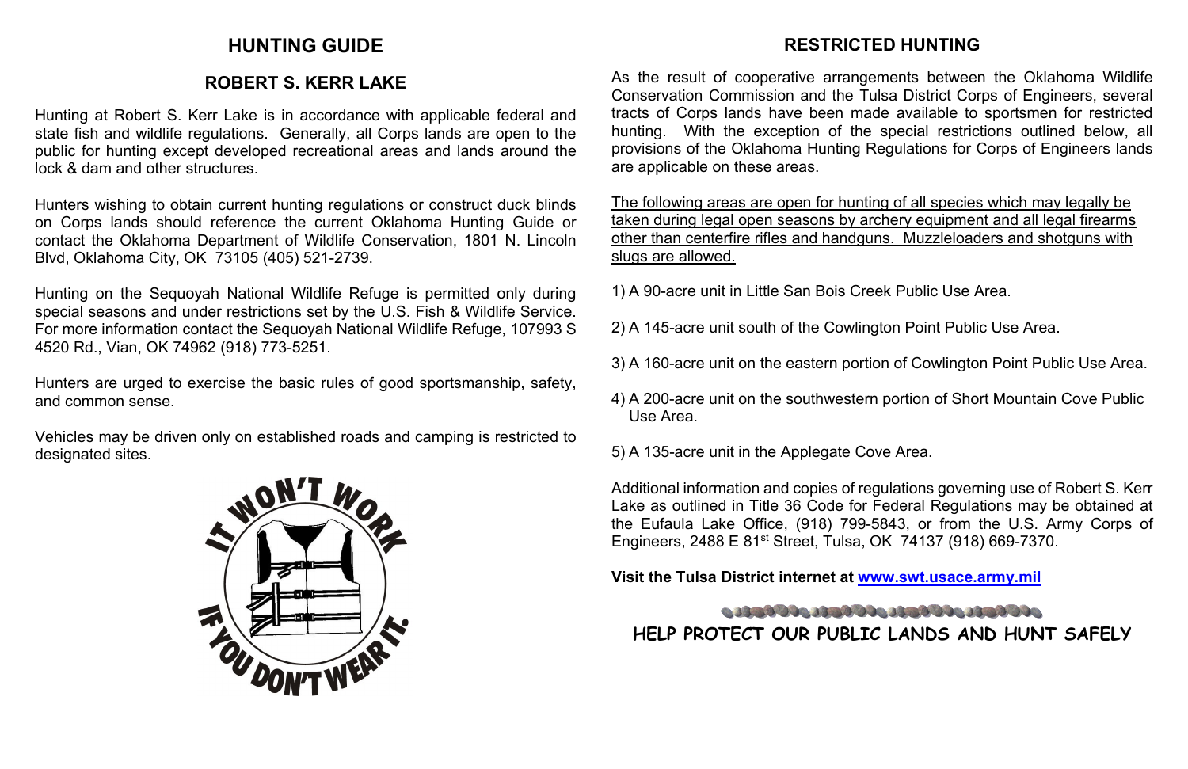# HUNTING GUIDE

## ROBERT S. KERR LAKE

Hunting at Robert S. Kerr Lake is in accordance with applicable federal and state fish and wildlife regulations. Generally, all Corps lands are open to the public for hunting except developed recreational areas and lands around the lock & dam and other structures.

Hunters wishing to obtain current hunting regulations or construct duck blinds on Corps lands should reference the current Oklahoma Hunting Guide or contact the Oklahoma Department of Wildlife Conservation, 1801 N. Lincoln Blvd, Oklahoma City, OK 73105 (405) 521-2739.

Hunting on the Sequoyah National Wildlife Refuge is permitted only during special seasons and under restrictions set by the U.S. Fish & Wildlife Service. For more information contact the Sequoyah National Wildlife Refuge, 107993 S 4520 Rd., Vian, OK 74962 (918) 773-5251.

Hunters are urged to exercise the basic rules of good sportsmanship, safety, and common sense.

Vehicles may be driven only on established roads and camping is restricted to designated sites.

IT WON'T WORK IF YOU DON'T WEAR IT.

## RESTRICTED HUNTING

As the result of cooperative arrangements between the Oklahoma Wildlife Conservation Commission and the Tulsa District Corps of Engineers, several tracts of Corps lands have been made available to sportsmen for restricted hunting. With the exception of the special restrictions outlined below, all provisions of the Oklahoma Hunting Regulations for Corps of Engineers lands are applicable on these areas.

The following areas are open for hunting of all species which may legally be taken during legal open seasons by archery equipment and all legal firearms other than centerfire rifles and handguns. Muzzleloaders and shotguns with slugs are allowed.

1) A 90-acre unit in Little San Bois Creek Public Use Area.

2) A 145-acre unit south of the Cowlington Point Public Use Area.

3) A 160-acre unit on the eastern portion of Cowlington Point Public Use Area.

4) A 200-acre unit on the southwestern portion of Short Mountain Cove Public Use Area.

5) A 135-acre unit in the Applegate Cove Area.

Additional information and copies of regulations governing use of Robert S. Kerr Lake as outlined in Title 36 Code for Federal Regulations may be obtained at the Eufaula Lake Office, (918) 799-5843, or from the U.S. Army Corps of Engineers, 2488 E 81st Street, Tulsa, OK 74137 (918) 669-7370.

**Visit the Tulsa District internet at www.swt.usace.army.mil**

**HELP PROTECT OUR PUBLIC LANDS AND HUNT SAFELY**